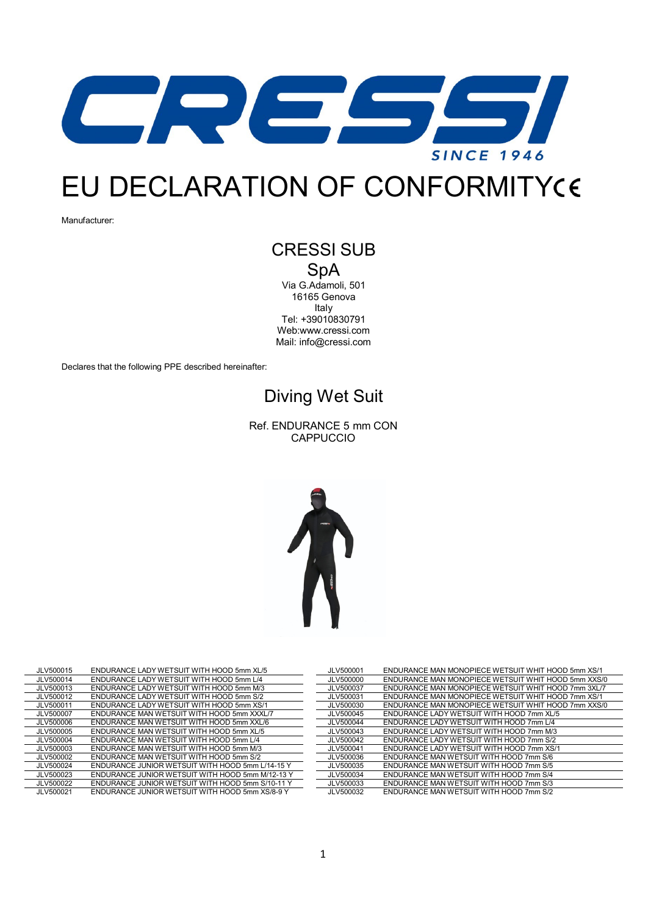# EU DECLARATION OF CONFORMITY CE

Manufacturer:

CRESSI SUB SpA
Via G.Adamoli, 501
16165 Genova
Italy
Tel: +39010830791
Web:www.cressi.com
Mail: info@cressi.com

Declares that the following PPE described hereinafter:

## Diving Wet Suit

Ref. ENDURANCE 5 mm CON CAPPUCCIO

| Code | Description |
|---|---|
| JLV500015 | ENDURANCE LADY WETSUIT WITH HOOD 5mm XL/5 |
| JLV500014 | ENDURANCE LADY WETSUIT WITH HOOD 5mm L/4 |
| JLV500013 | ENDURANCE LADY WETSUIT WITH HOOD 5mm M/3 |
| JLV500012 | ENDURANCE LADY WETSUIT WITH HOOD 5mm S/2 |
| JLV500011 | ENDURANCE LADY WETSUIT WITH HOOD 5mm XS/1 |
| JLV500007 | ENDURANCE MAN WETSUIT WITH HOOD 5mm XXXL/7 |
| JLV500006 | ENDURANCE MAN WETSUIT WITH HOOD 5mm XXL/6 |
| JLV500005 | ENDURANCE MAN WETSUIT WITH HOOD 5mm XL/5 |
| JLV500004 | ENDURANCE MAN WETSUIT WITH HOOD 5mm L/4 |
| JLV500003 | ENDURANCE MAN WETSUIT WITH HOOD 5mm M/3 |
| JLV500002 | ENDURANCE MAN WETSUIT WITH HOOD 5mm S/2 |
| JLV500024 | ENDURANCE JUNIOR WETSUIT WITH HOOD 5mm L/14-15 Y |
| JLV500023 | ENDURANCE JUNIOR WETSUIT WITH HOOD 5mm M/12-13 Y |
| JLV500022 | ENDURANCE JUNIOR WETSUIT WITH HOOD 5mm S/10-11 Y |
| JLV500021 | ENDURANCE JUNIOR WETSUIT WITH HOOD 5mm XS/8-9 Y |
| JLV500001 | ENDURANCE MAN MONOPIECE WETSUIT WHIT HOOD 5mm XS/1 |
| JLV500000 | ENDURANCE MAN MONOPIECE WETSUIT WHIT HOOD 5mm XXS/0 |
| JLV500037 | ENDURANCE MAN MONOPIECE WETSUIT WHIT HOOD 7mm 3XL/7 |
| JLV500031 | ENDURANCE MAN MONOPIECE WETSUIT WHIT HOOD 7mm XS/1 |
| JLV500030 | ENDURANCE MAN MONOPIECE WETSUIT WHIT HOOD 7mm XXS/0 |
| JLV500045 | ENDURANCE LADY WETSUIT WITH HOOD 7mm XL/5 |
| JLV500044 | ENDURANCE LADY WETSUIT WITH HOOD 7mm L/4 |
| JLV500043 | ENDURANCE LADY WETSUIT WITH HOOD 7mm M/3 |
| JLV500042 | ENDURANCE LADY WETSUIT WITH HOOD 7mm S/2 |
| JLV500041 | ENDURANCE LADY WETSUIT WITH HOOD 7mm XS/1 |
| JLV500036 | ENDURANCE MAN WETSUIT WITH HOOD 7mm S/6 |
| JLV500035 | ENDURANCE MAN WETSUIT WITH HOOD 7mm S/5 |
| JLV500034 | ENDURANCE MAN WETSUIT WITH HOOD 7mm S/4 |
| JLV500033 | ENDURANCE MAN WETSUIT WITH HOOD 7mm S/3 |
| JLV500032 | ENDURANCE MAN WETSUIT WITH HOOD 7mm S/2 |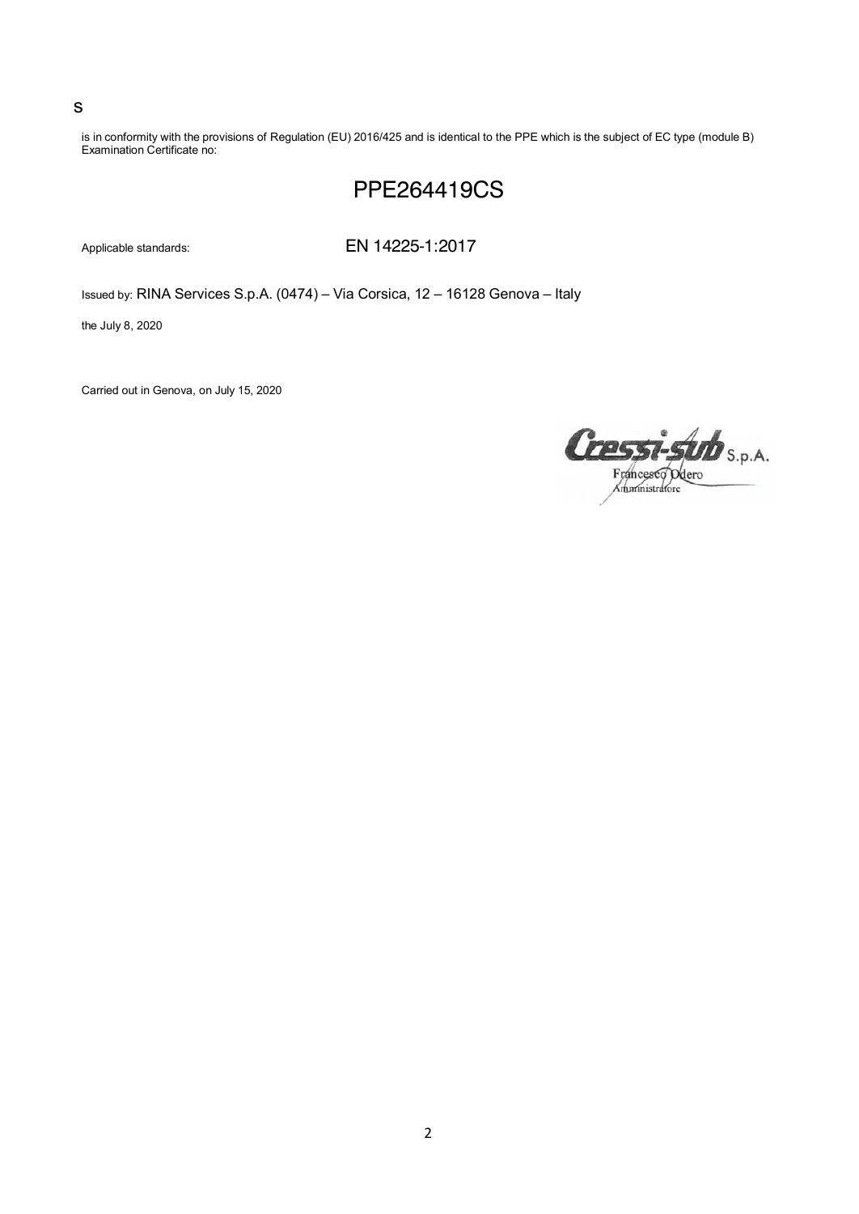s

is in conformity with the provisions of Regulation (EU) 2016/425 and is identical to the PPE which is the subject of EC type (module B) Examination Certificate no:

# PPE264419CS

Applicable standards: EN 14225-1:2017

Issued by: RINA Services S.p.A. (0474) – Via Corsica, 12 – 16128 Genova – Italy

the July 8, 2020

Carried out in Genova, on July 15, 2020

Cressi-sub S.p.A.
Francesco Odero
Amministratore